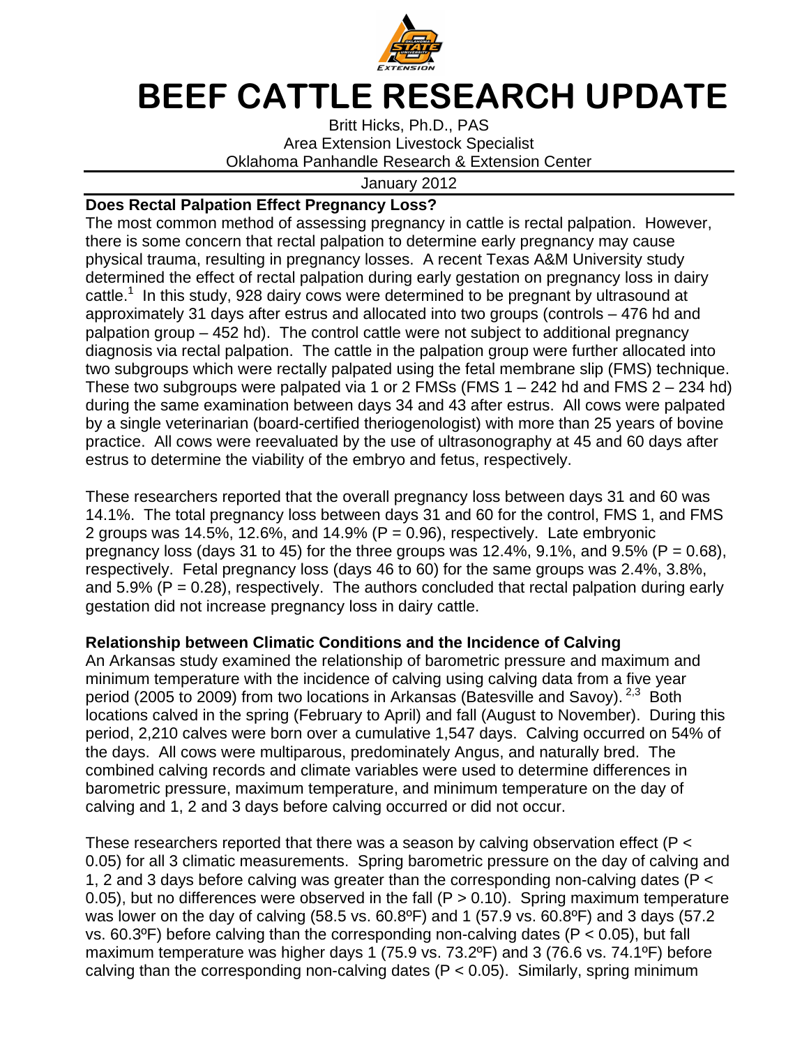# BEEF CATTLE RESEARCH UPDATE

Britt Hicks, Ph.D., PAS
Area Extension Livestock Specialist
Oklahoma Panhandle Research & Extension Center

January 2012

## Does Rectal Palpation Effect Pregnancy Loss?

The most common method of assessing pregnancy in cattle is rectal palpation. However, there is some concern that rectal palpation to determine early pregnancy may cause physical trauma, resulting in pregnancy losses. A recent Texas A&M University study determined the effect of rectal palpation during early gestation on pregnancy loss in dairy cattle.[1] In this study, 928 dairy cows were determined to be pregnant by ultrasound at approximately 31 days after estrus and allocated into two groups (controls – 476 hd and palpation group – 452 hd). The control cattle were not subject to additional pregnancy diagnosis via rectal palpation. The cattle in the palpation group were further allocated into two subgroups which were rectally palpated using the fetal membrane slip (FMS) technique. These two subgroups were palpated via 1 or 2 FMSs (FMS 1 – 242 hd and FMS 2 – 234 hd) during the same examination between days 34 and 43 after estrus. All cows were palpated by a single veterinarian (board-certified theriogenologist) with more than 25 years of bovine practice. All cows were reevaluated by the use of ultrasonography at 45 and 60 days after estrus to determine the viability of the embryo and fetus, respectively.

These researchers reported that the overall pregnancy loss between days 31 and 60 was 14.1%. The total pregnancy loss between days 31 and 60 for the control, FMS 1, and FMS 2 groups was 14.5%, 12.6%, and 14.9% ($P = 0.96$), respectively. Late embryonic pregnancy loss (days 31 to 45) for the three groups was 12.4%, 9.1%, and 9.5% ($P = 0.68$), respectively. Fetal pregnancy loss (days 46 to 60) for the same groups was 2.4%, 3.8%, and 5.9% ($P = 0.28$), respectively. The authors concluded that rectal palpation during early gestation did not increase pregnancy loss in dairy cattle.

## Relationship between Climatic Conditions and the Incidence of Calving

An Arkansas study examined the relationship of barometric pressure and maximum and minimum temperature with the incidence of calving using calving data from a five year period (2005 to 2009) from two locations in Arkansas (Batesville and Savoy).[2,3] Both locations calved in the spring (February to April) and fall (August to November). During this period, 2,210 calves were born over a cumulative 1,547 days. Calving occurred on 54% of the days. All cows were multiparous, predominately Angus, and naturally bred. The combined calving records and climate variables were used to determine differences in barometric pressure, maximum temperature, and minimum temperature on the day of calving and 1, 2 and 3 days before calving occurred or did not occur.

These researchers reported that there was a season by calving observation effect ($P < 0.05$) for all 3 climatic measurements. Spring barometric pressure on the day of calving and 1, 2 and 3 days before calving was greater than the corresponding non-calving dates ($P < 0.05$), but no differences were observed in the fall ($P > 0.10$). Spring maximum temperature was lower on the day of calving (58.5 vs. 60.8ºF) and 1 (57.9 vs. 60.8ºF) and 3 days (57.2 vs. 60.3ºF) before calving than the corresponding non-calving dates ($P < 0.05$), but fall maximum temperature was higher days 1 (75.9 vs. 73.2ºF) and 3 (76.6 vs. 74.1ºF) before calving than the corresponding non-calving dates ($P < 0.05$). Similarly, spring minimum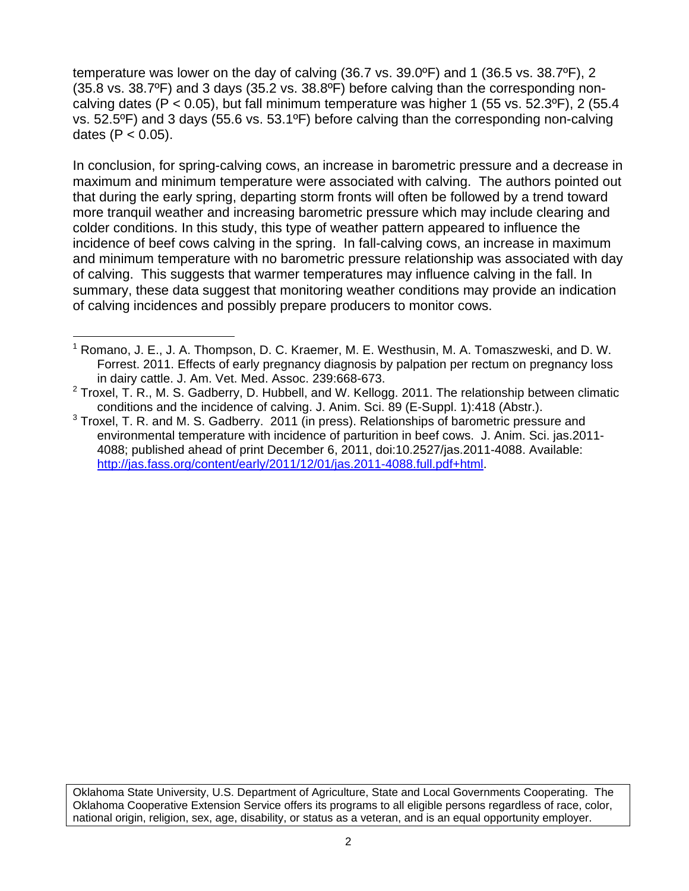temperature was lower on the day of calving (36.7 vs. 39.0ºF) and 1 (36.5 vs. 38.7ºF), 2 (35.8 vs. 38.7ºF) and 3 days (35.2 vs. 38.8ºF) before calving than the corresponding non-calving dates ($P < 0.05$), but fall minimum temperature was higher 1 (55 vs. 52.3ºF), 2 (55.4 vs. 52.5ºF) and 3 days (55.6 vs. 53.1ºF) before calving than the corresponding non-calving dates ($P < 0.05$).

In conclusion, for spring-calving cows, an increase in barometric pressure and a decrease in maximum and minimum temperature were associated with calving. The authors pointed out that during the early spring, departing storm fronts will often be followed by a trend toward more tranquil weather and increasing barometric pressure which may include clearing and colder conditions. In this study, this type of weather pattern appeared to influence the incidence of beef cows calving in the spring. In fall-calving cows, an increase in maximum and minimum temperature with no barometric pressure relationship was associated with day of calving. This suggests that warmer temperatures may influence calving in the fall. In summary, these data suggest that monitoring weather conditions may provide an indication of calving incidences and possibly prepare producers to monitor cows.

---

[1] Romano, J. E., J. A. Thompson, D. C. Kraemer, M. E. Westhusin, M. A. Tomaszweski, and D. W. Forrest. 2011. Effects of early pregnancy diagnosis by palpation per rectum on pregnancy loss in dairy cattle. J. Am. Vet. Med. Assoc. 239:668-673.

[2] Troxel, T. R., M. S. Gadberry, D. Hubbell, and W. Kellogg. 2011. The relationship between climatic conditions and the incidence of calving. J. Anim. Sci. 89 (E-Suppl. 1):418 (Abstr.).

[3] Troxel, T. R. and M. S. Gadberry. 2011 (in press). Relationships of barometric pressure and environmental temperature with incidence of parturition in beef cows. J. Anim. Sci. jas.2011-4088; published ahead of print December 6, 2011, doi:10.2527/jas.2011-4088. Available: http://jas.fass.org/content/early/2011/12/01/jas.2011-4088.full.pdf+html.

Oklahoma State University, U.S. Department of Agriculture, State and Local Governments Cooperating. The Oklahoma Cooperative Extension Service offers its programs to all eligible persons regardless of race, color, national origin, religion, sex, age, disability, or status as a veteran, and is an equal opportunity employer.